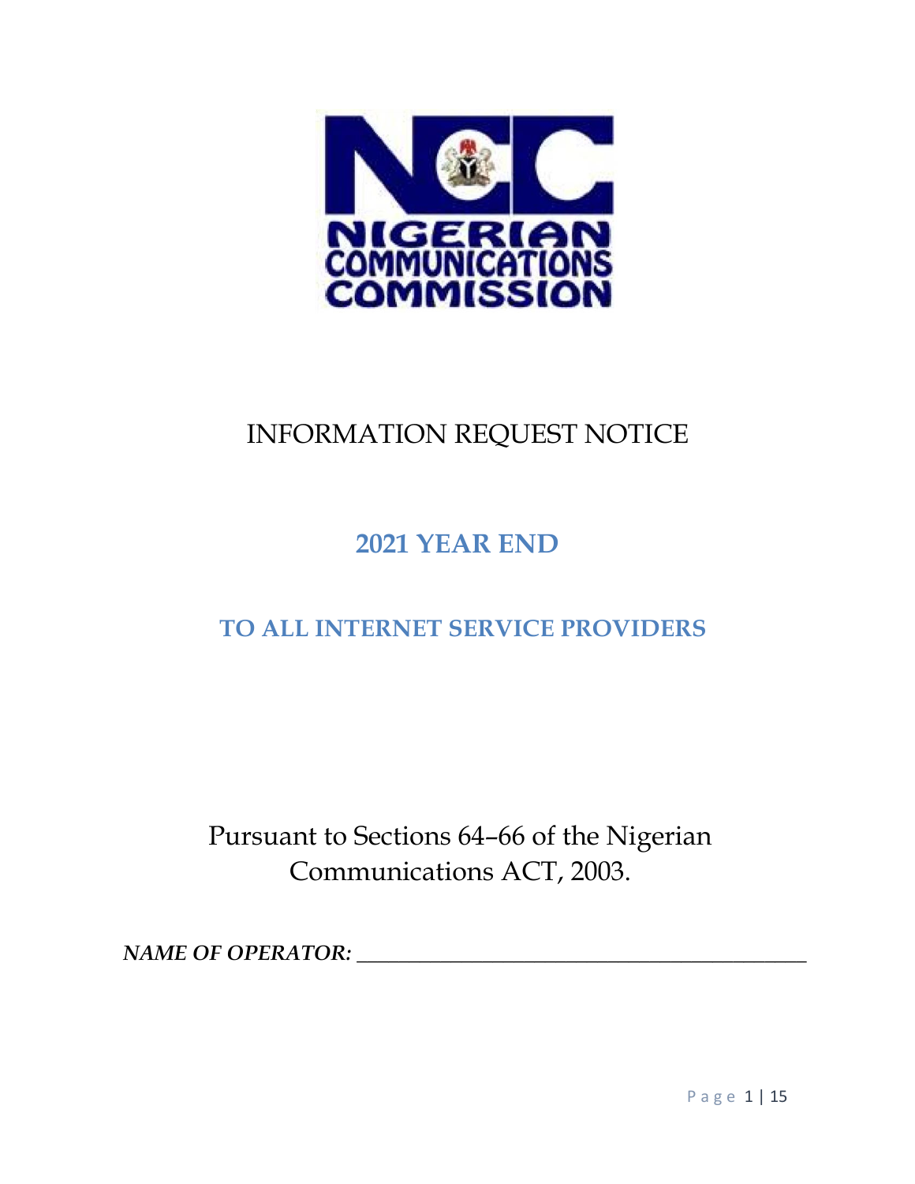NIGERIAN COMMUNICATIONS COMMISSION

# INFORMATION REQUEST NOTICE

## 2021 YEAR END

## TO ALL INTERNET SERVICE PROVIDERS

Pursuant to Sections 64–66 of the Nigerian Communications ACT, 2003.

***NAME OF OPERATOR:*** \_\_\_\_\_\_\_\_\_\_\_\_\_\_\_\_\_\_\_\_\_\_\_\_\_\_\_\_\_\_\_\_\_\_\_\_\_\_\_\_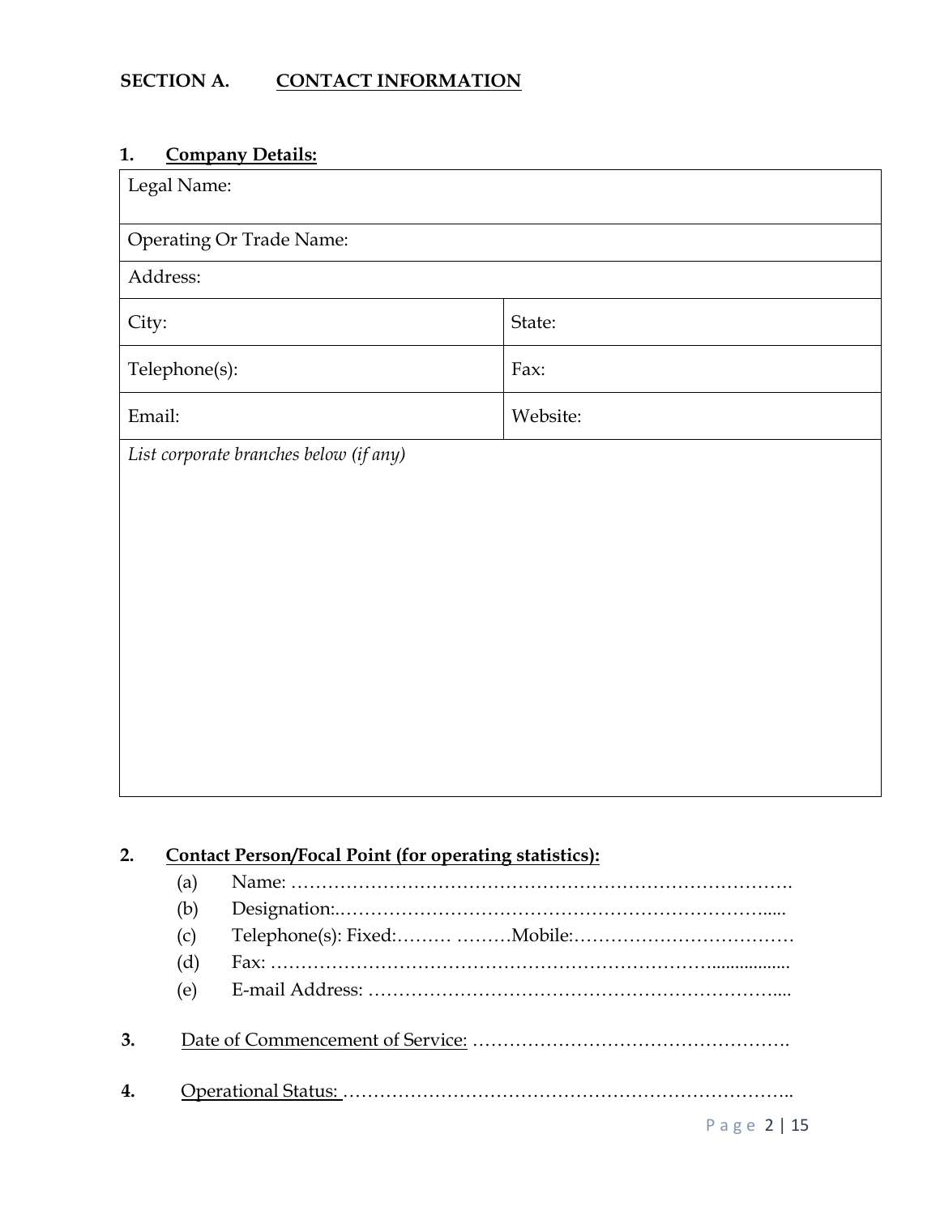## SECTION A. <u>CONTACT INFORMATION</u>

### 1. <u>Company Details:</u>

| Legal Name: | |
|---|---|
| Operating Or Trade Name: | |
| Address: | |
| City: | State: |
| Telephone(s): | Fax: |
| Email: | Website: |
| *List corporate branches below (if any)* | |

### 2. <u>Contact Person/Focal Point (for operating statistics):</u>

(a) Name: ……………………………………………………………………….

(b) Designation:.………………………………………………………………......

(c) Telephone(s): Fixed:……… ………Mobile:………………………………

(d) Fax: ……………………………………………………………..................

(e) E-mail Address: ……………………………………………………………....

**3.** <u>Date of Commencement of Service:</u> …………….…………………………….

**4.** <u>Operational Status:</u> ……………………………………….……………………..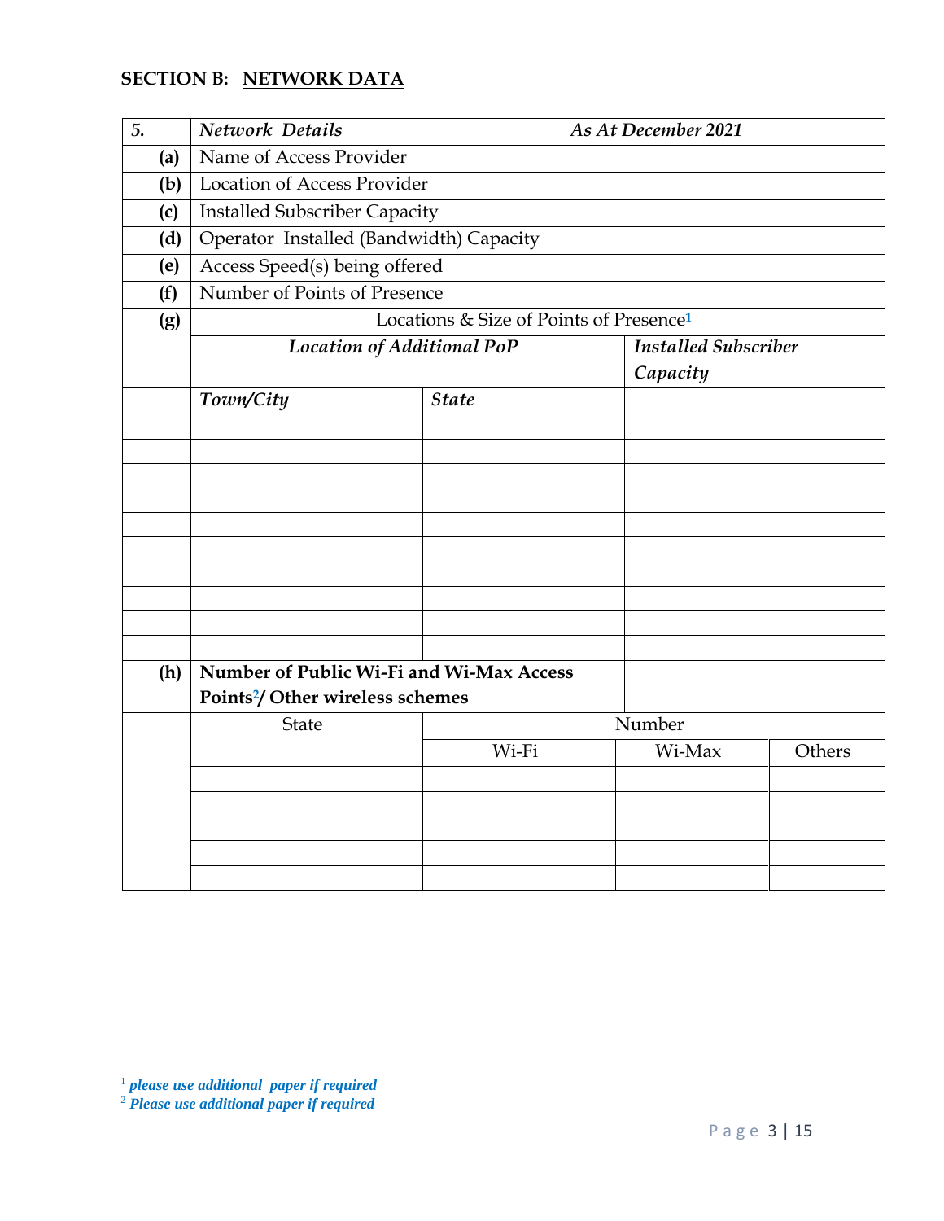## SECTION B: NETWORK DATA

| *5.* | *Network Details* | | *As At December 2021* | |
|---|---|---|---|---|
| **(a)** | Name of Access Provider | | | |
| **(b)** | Location of Access Provider | | | |
| **(c)** | Installed Subscriber Capacity | | | |
| **(d)** | Operator Installed (Bandwidth) Capacity | | | |
| **(e)** | Access Speed(s) being offered | | | |
| **(f)** | Number of Points of Presence | | | |
| **(g)** | Locations & Size of Points of Presence[1] | | | |
| | ***Location of Additional PoP*** | | ***Installed Subscriber Capacity*** | |
| | ***Town/City*** | ***State*** | | |
| | | | | |
| | | | | |
| | | | | |
| | | | | |
| | | | | |
| | | | | |
| | | | | |
| | | | | |
| | | | | |
| | | | | |
| **(h)** | **Number of Public Wi-Fi and Wi-Max Access Points[2]/ Other wireless schemes** | | | |
| | State | Number | | |
| | | Wi-Fi | Wi-Max | Others |
| | | | | |
| | | | | |
| | | | | |
| | | | | |
| | | | | |

[1] ***please use additional paper if required***

[2] ***Please use additional paper if required***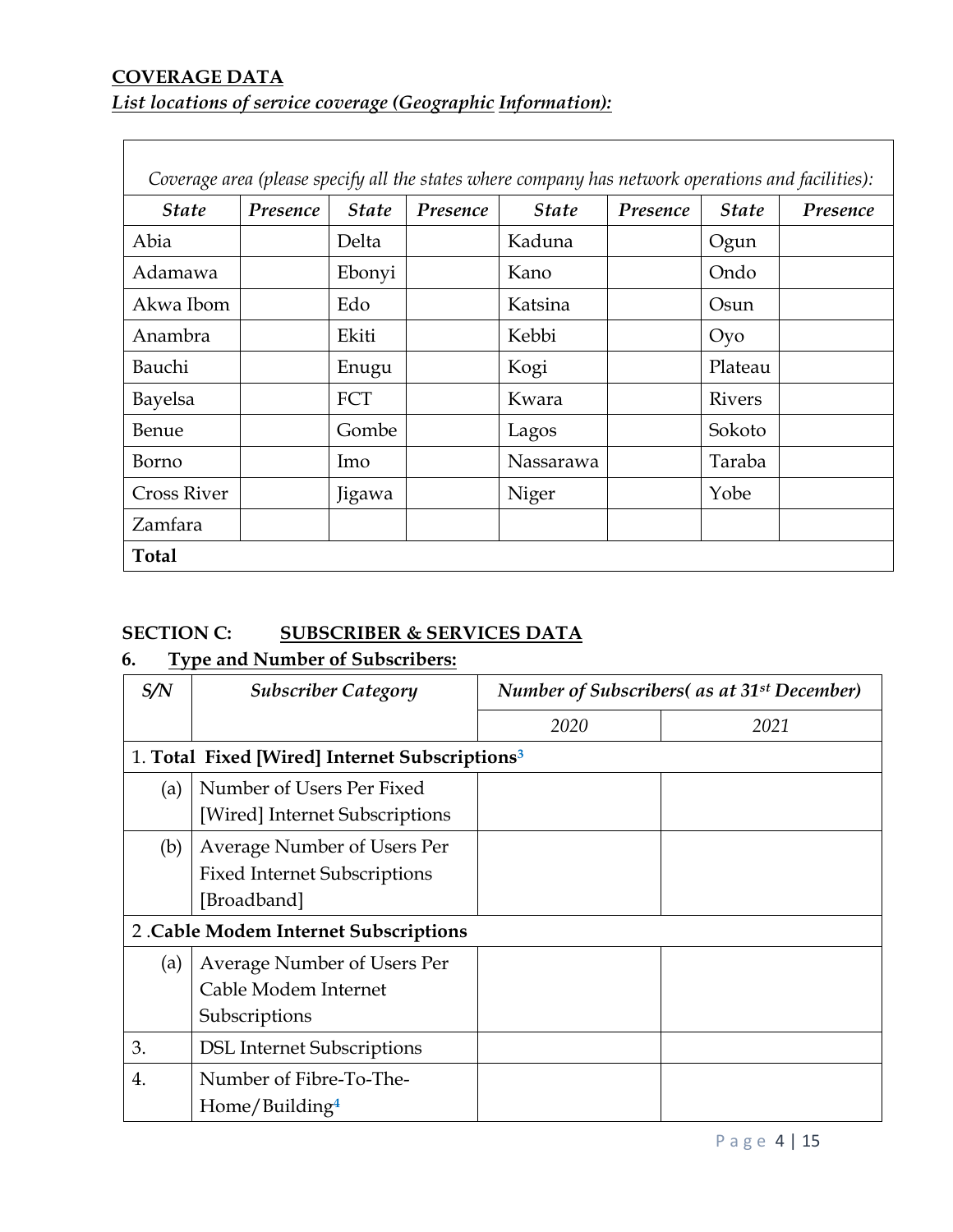**COVERAGE DATA**

***List locations of service coverage (Geographic Information):***

| *Coverage area (please specify all the states where company has network operations and facilities):* | | | | | | | |
|---|---|---|---|---|---|---|---|
| ***State*** | ***Presence*** | ***State*** | ***Presence*** | ***State*** | ***Presence*** | ***State*** | ***Presence*** |
| Abia | | Delta | | Kaduna | | Ogun | |
| Adamawa | | Ebonyi | | Kano | | Ondo | |
| Akwa Ibom | | Edo | | Katsina | | Osun | |
| Anambra | | Ekiti | | Kebbi | | Oyo | |
| Bauchi | | Enugu | | Kogi | | Plateau | |
| Bayelsa | | FCT | | Kwara | | Rivers | |
| Benue | | Gombe | | Lagos | | Sokoto | |
| Borno | | Imo | | Nassarawa | | Taraba | |
| Cross River | | Jigawa | | Niger | | Yobe | |
| Zamfara | | | | | | | |
| **Total** | | | | | | | |

## SECTION C: SUBSCRIBER & SERVICES DATA

### 6. Type and Number of Subscribers:

| *S/N* | *Subscriber Category* | *Number of Subscribers( as at 31st December)* | |
|---|---|---|---|
| | | *2020* | *2021* |
| 1. **Total Fixed [Wired] Internet Subscriptions**[3] | | | |
| (a) | Number of Users Per Fixed [Wired] Internet Subscriptions | | |
| (b) | Average Number of Users Per Fixed Internet Subscriptions [Broadband] | | |
| 2 .**Cable Modem Internet Subscriptions** | | | |
| (a) | Average Number of Users Per Cable Modem Internet Subscriptions | | |
| 3. | DSL Internet Subscriptions | | |
| 4. | Number of Fibre-To-The-Home/Building[4] | | |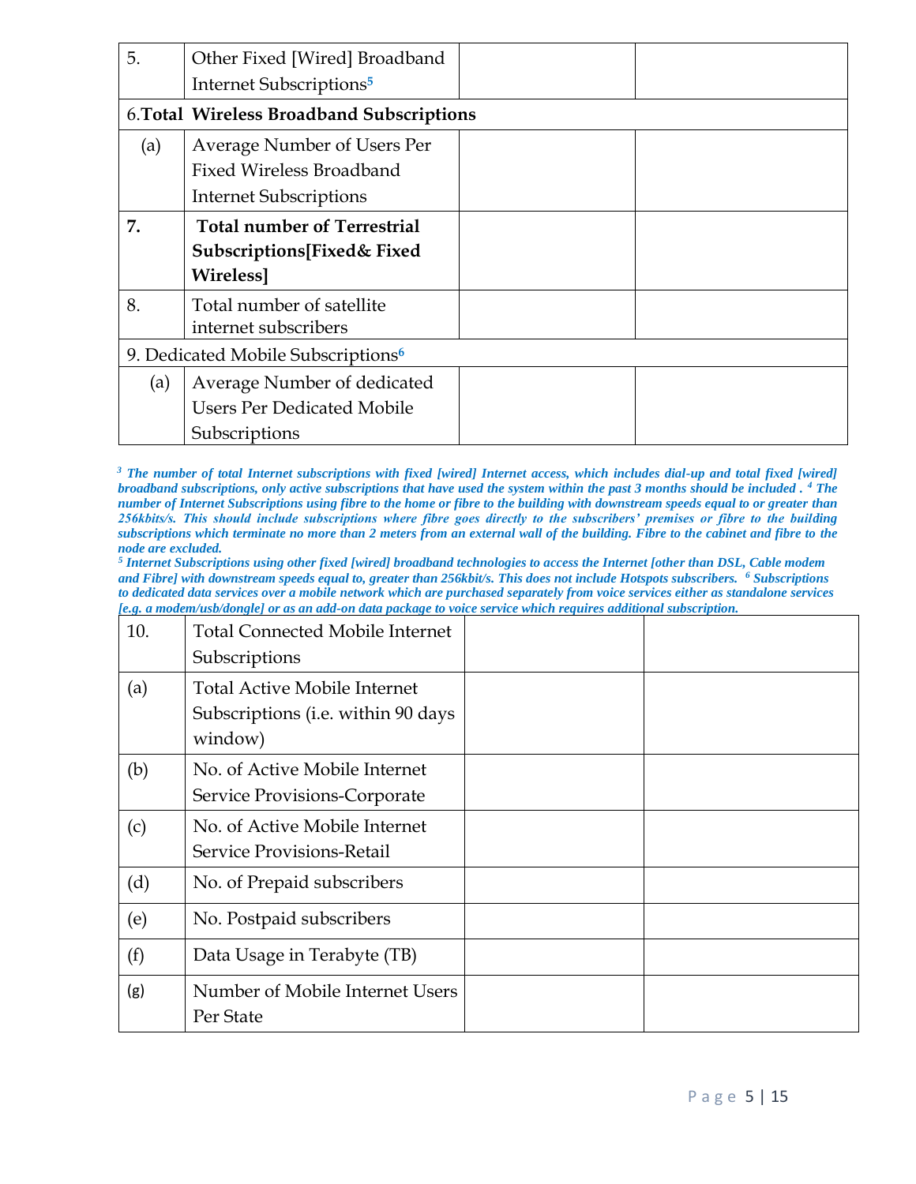| | | | |
|---|---|---|---|
| 5. | Other Fixed [Wired] Broadband Internet Subscriptions[5] | | |
| 6.**Total** | **Wireless Broadband Subscriptions** | | |
| (a) | Average Number of Users Per Fixed Wireless Broadband Internet Subscriptions | | |
| **7.** | **Total number of Terrestrial Subscriptions[Fixed& Fixed Wireless]** | | |
| 8. | Total number of satellite internet subscribers | | |
| 9. Dedicated Mobile Subscriptions[6] | | | |
| (a) | Average Number of dedicated Users Per Dedicated Mobile Subscriptions | | |

***[3] The number of total Internet subscriptions with fixed [wired] Internet access, which includes dial-up and total fixed [wired] broadband subscriptions, only active subscriptions that have used the system within the past 3 months should be included . [4] The number of Internet Subscriptions using fibre to the home or fibre to the building with downstream speeds equal to or greater than 256kbits/s. This should include subscriptions where fibre goes directly to the subscribers' premises or fibre to the building subscriptions which terminate no more than 2 meters from an external wall of the building. Fibre to the cabinet and fibre to the node are excluded.***

***[5] Internet Subscriptions using other fixed [wired] broadband technologies to access the Internet [other than DSL, Cable modem and Fibre] with downstream speeds equal to, greater than 256kbit/s. This does not include Hotspots subscribers. [6] Subscriptions to dedicated data services over a mobile network which are purchased separately from voice services either as standalone services [e.g. a modem/usb/dongle] or as an add-on data package to voice service which requires additional subscription.***

| | | | |
|---|---|---|---|
| 10. | Total Connected Mobile Internet Subscriptions | | |
| (a) | Total Active Mobile Internet Subscriptions (i.e. within 90 days window) | | |
| (b) | No. of Active Mobile Internet Service Provisions-Corporate | | |
| (c) | No. of Active Mobile Internet Service Provisions-Retail | | |
| (d) | No. of Prepaid subscribers | | |
| (e) | No. Postpaid subscribers | | |
| (f) | Data Usage in Terabyte (TB) | | |
| (g) | Number of Mobile Internet Users Per State | | |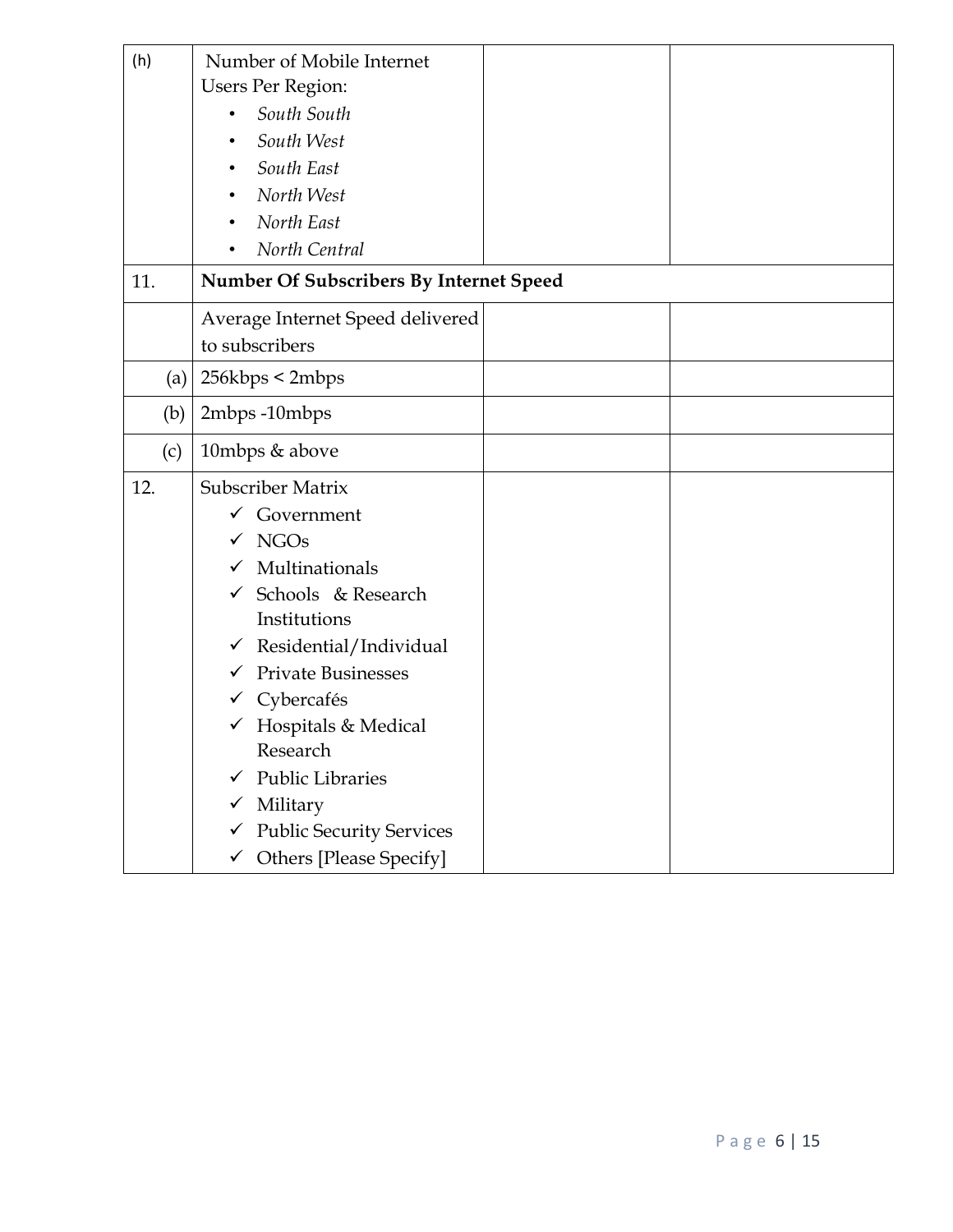| (h) | Number of Mobile Internet Users Per Region:<br>• *South South*<br>• *South West*<br>• *South East*<br>• *North West*<br>• *North East*<br>• *North Central* | | |
|---|---|---|---|
| 11. | **Number Of Subscribers By Internet Speed** | | |
| | Average Internet Speed delivered to subscribers | | |
| (a) | 256kbps < 2mbps | | |
| (b) | 2mbps -10mbps | | |
| (c) | 10mbps & above | | |
| 12. | Subscriber Matrix<br>✓ Government<br>✓ NGOs<br>✓ Multinationals<br>✓ Schools & Research Institutions<br>✓ Residential/Individual<br>✓ Private Businesses<br>✓ Cybercafés<br>✓ Hospitals & Medical Research<br>✓ Public Libraries<br>✓ Military<br>✓ Public Security Services<br>✓ Others [Please Specify] | | |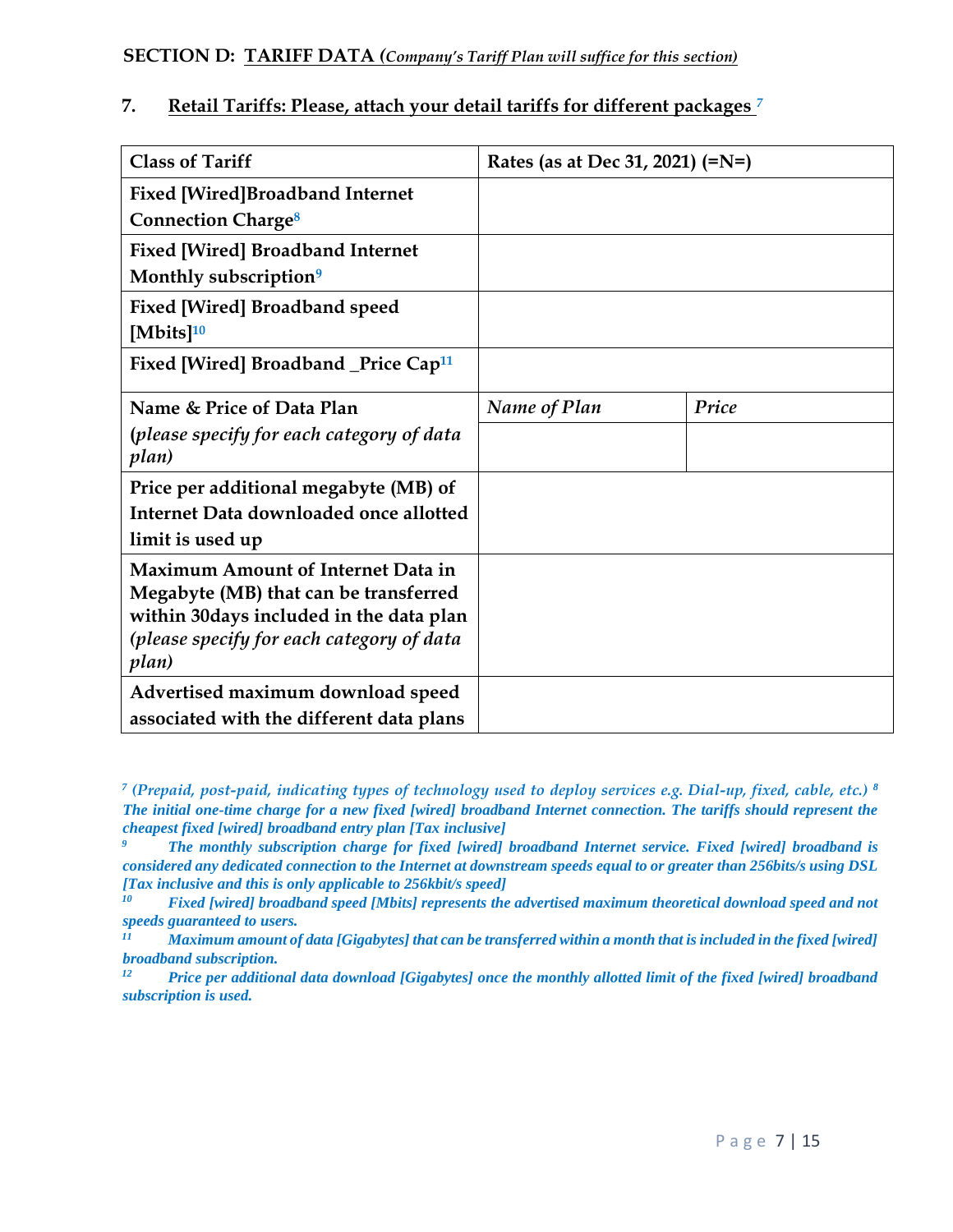### SECTION D: TARIFF DATA (*Company's Tariff Plan will suffice for this section*)

### 7. Retail Tariffs: Please, attach your detail tariffs for different packages [7]

| Class of Tariff | Rates (as at Dec 31, 2021) (=N=) | |
|---|---|---|
| **Fixed [Wired]Broadband Internet Connection Charge**[8] | | |
| **Fixed [Wired] Broadband Internet Monthly subscription**[9] | | |
| **Fixed [Wired] Broadband speed [Mbits]**[10] | | |
| **Fixed [Wired] Broadband _Price Cap**[11] | | |
| **Name & Price of Data Plan** (*please specify for each category of data plan*) | *Name of Plan* | *Price* |
| | | |
| **Price per additional megabyte (MB) of Internet Data downloaded once allotted limit is used up** | | |
| **Maximum Amount of Internet Data in Megabyte (MB) that can be transferred within 30days included in the data plan** (*please specify for each category of data plan*) | | |
| **Advertised maximum download speed associated with the different data plans** | | |

[7] *(Prepaid, post-paid, indicating types of technology used to deploy services e.g. Dial-up, fixed, cable, etc.)* [8] ***The initial one-time charge for a new fixed [wired] broadband Internet connection. The tariffs should represent the cheapest fixed [wired] broadband entry plan [Tax inclusive]***

[9] ***The monthly subscription charge for fixed [wired] broadband Internet service. Fixed [wired] broadband is considered any dedicated connection to the Internet at downstream speeds equal to or greater than 256bits/s using DSL [Tax inclusive and this is only applicable to 256kbit/s speed]***

[10] ***Fixed [wired] broadband speed [Mbits] represents the advertised maximum theoretical download speed and not speeds guaranteed to users.***

[11] ***Maximum amount of data [Gigabytes] that can be transferred within a month that is included in the fixed [wired] broadband subscription.***

[12] ***Price per additional data download [Gigabytes] once the monthly allotted limit of the fixed [wired] broadband subscription is used.***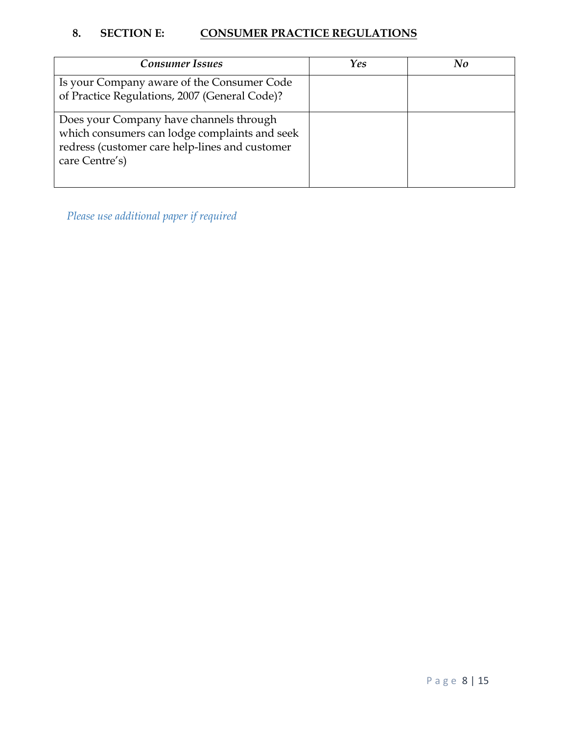## 8. SECTION E: CONSUMER PRACTICE REGULATIONS

| *Consumer Issues* | *Yes* | *No* |
|---|---|---|
| Is your Company aware of the Consumer Code of Practice Regulations, 2007 (General Code)? | | |
| Does your Company have channels through which consumers can lodge complaints and seek redress (customer care help-lines and customer care Centre's) | | |

*Please use additional paper if required*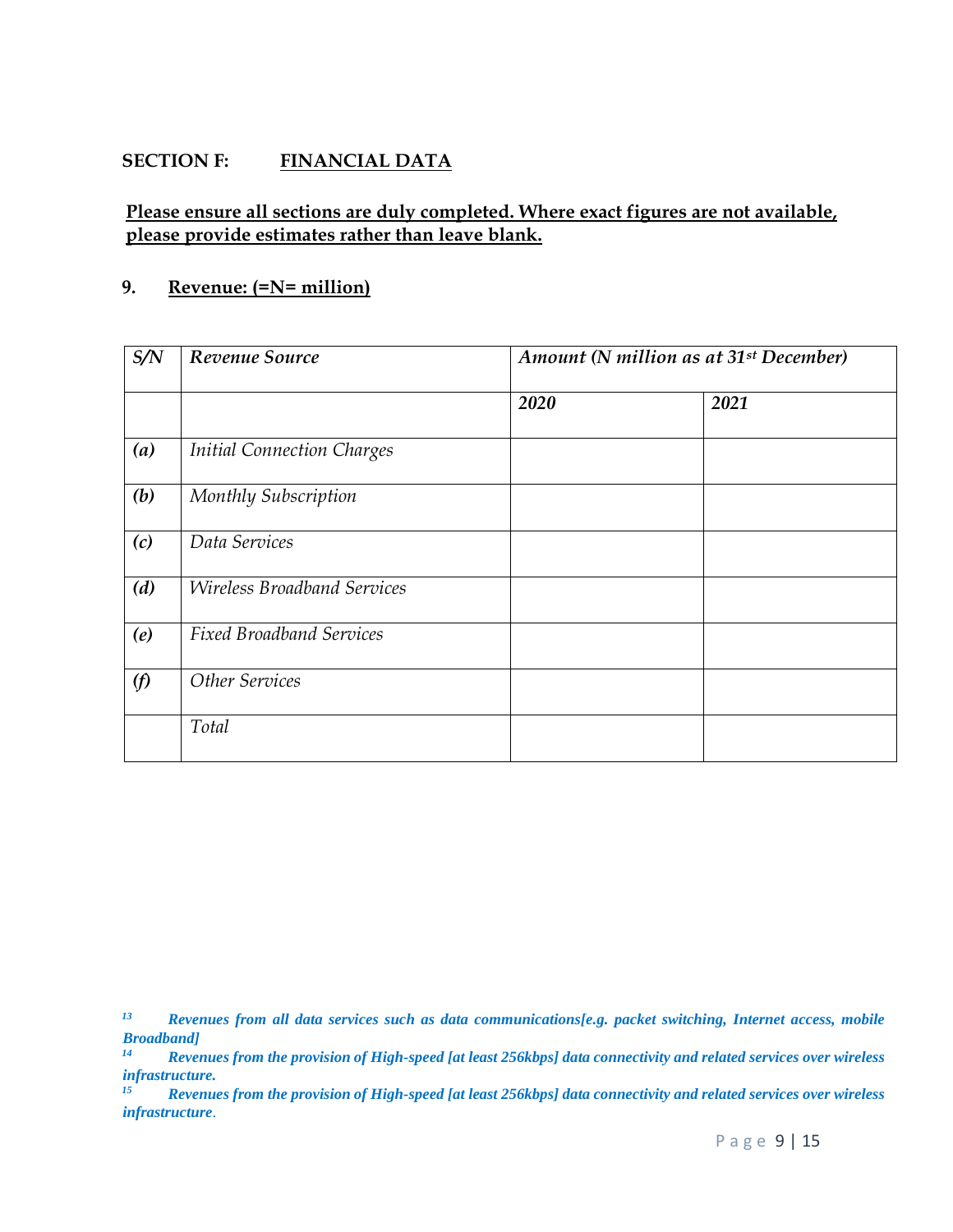**SECTION F: FINANCIAL DATA**

**Please ensure all sections are duly completed. Where exact figures are not available, please provide estimates rather than leave blank.**

**9. Revenue: (=N= million)**

| *S/N* | *Revenue Source* | *Amount (N million as at 31st December)* | |
|---|---|---|---|
| | | ***2020*** | ***2021*** |
| ***(a)*** | *Initial Connection Charges* | | |
| ***(b)*** | *Monthly Subscription* | | |
| ***(c)*** | *Data Services* | | |
| ***(d)*** | *Wireless Broadband Services* | | |
| ***(e)*** | *Fixed Broadband Services* | | |
| ***(f)*** | *Other Services* | | |
| | *Total* | | |

[13] ***Revenues from all data services such as data communications[e.g. packet switching, Internet access, mobile Broadband]***

[14] ***Revenues from the provision of High-speed [at least 256kbps] data connectivity and related services over wireless infrastructure.***

[15] ***Revenues from the provision of High-speed [at least 256kbps] data connectivity and related services over wireless infrastructure.***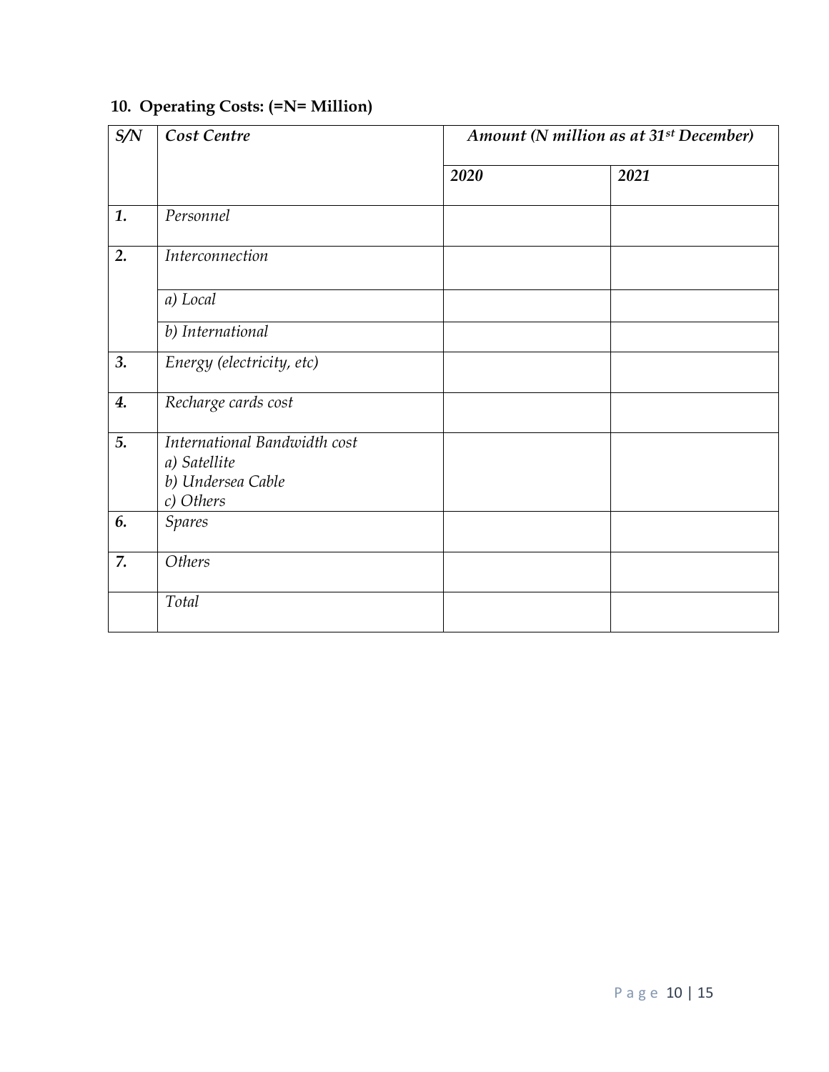## 10. Operating Costs: (=N= Million)

| *S/N* | *Cost Centre* | *Amount (N million as at 31st December)* | |
|---|---|---|---|
| | | *2020* | *2021* |
| ***1.*** | *Personnel* | | |
| ***2.*** | *Interconnection* | | |
| | *a) Local* | | |
| | *b) International* | | |
| ***3.*** | *Energy (electricity, etc)* | | |
| ***4.*** | *Recharge cards cost* | | |
| ***5.*** | *International Bandwidth cost*<br>*a) Satellite*<br>*b) Undersea Cable*<br>*c) Others* | | |
| ***6.*** | *Spares* | | |
| ***7.*** | *Others* | | |
| | *Total* | | |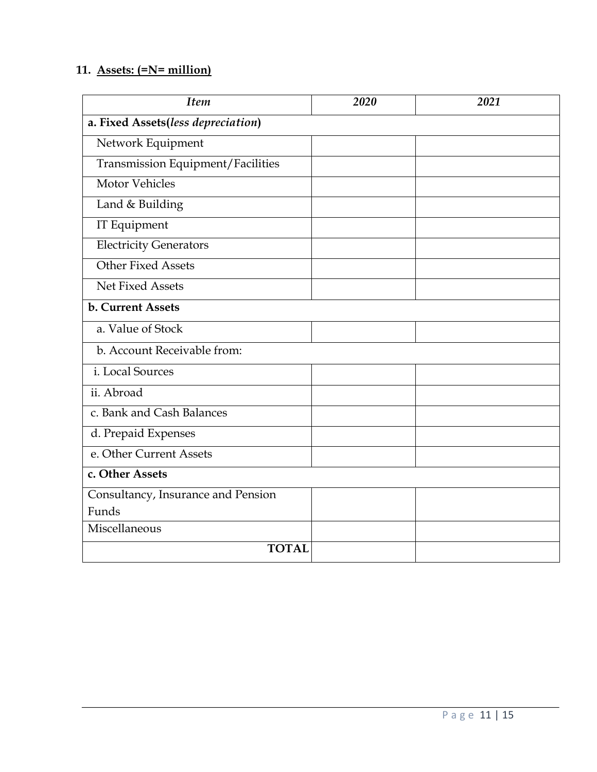**11. Assets: (=N= million)**

| *Item* | *2020* | *2021* |
|---|---|---|
| **a. Fixed Assets(*less depreciation*)** | | |
| Network Equipment | | |
| Transmission Equipment/Facilities | | |
| Motor Vehicles | | |
| Land & Building | | |
| IT Equipment | | |
| Electricity Generators | | |
| Other Fixed Assets | | |
| Net Fixed Assets | | |
| **b. Current Assets** | | |
| a. Value of Stock | | |
| b. Account Receivable from: | | |
| i. Local Sources | | |
| ii. Abroad | | |
| c. Bank and Cash Balances | | |
| d. Prepaid Expenses | | |
| e. Other Current Assets | | |
| **c. Other Assets** | | |
| Consultancy, Insurance and Pension Funds | | |
| Miscellaneous | | |
| **TOTAL** | | |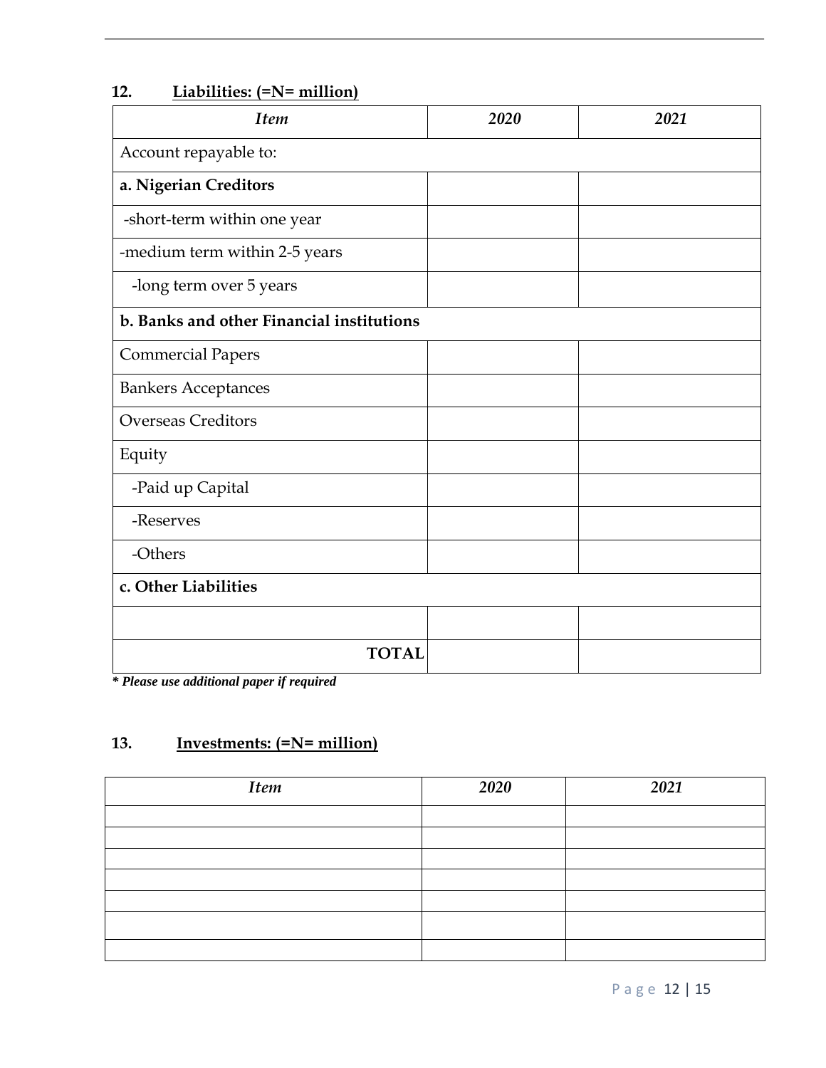### 12. Liabilities: (=N= million)

| *Item* | *2020* | *2021* |
|---|---|---|
| Account repayable to: | | |
| **a. Nigerian Creditors** | | |
| -short-term within one year | | |
| -medium term within 2-5 years | | |
| -long term over 5 years | | |
| **b. Banks and other Financial institutions** | | |
| Commercial Papers | | |
| Bankers Acceptances | | |
| Overseas Creditors | | |
| Equity | | |
| -Paid up Capital | | |
| -Reserves | | |
| -Others | | |
| **c. Other Liabilities** | | |
| | | |
| **TOTAL** | | |

***** Please use additional paper if required***

### 13. Investments: (=N= million)

| *Item* | *2020* | *2021* |
|---|---|---|
| | | |
| | | |
| | | |
| | | |
| | | |
| | | |
| | | |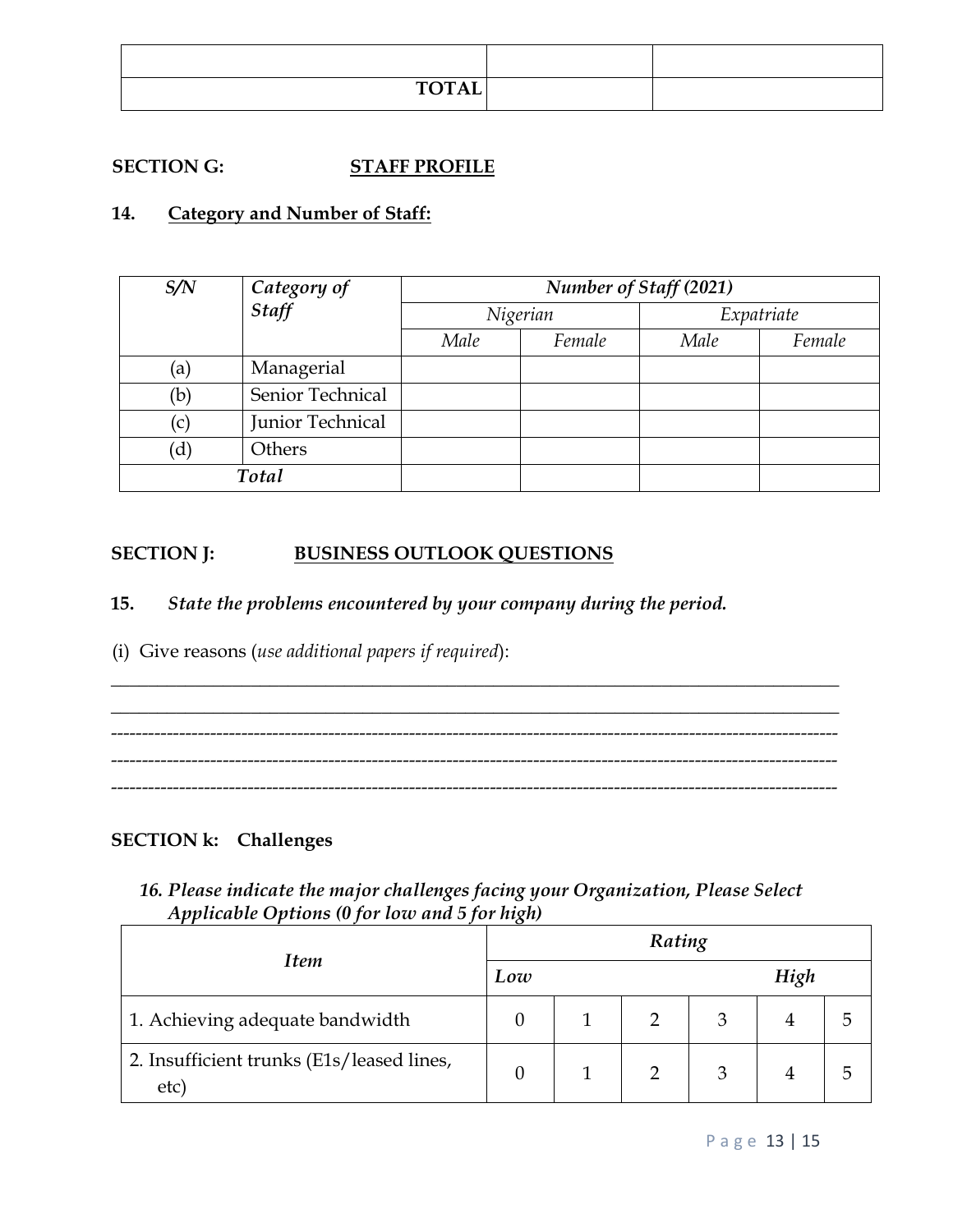| | | |
|---|---|---|
| | | |
| **TOTAL** | | |

**SECTION G: STAFF PROFILE**

**14. Category and Number of Staff:**

| *S/N* | *Category of Staff* | *Number of Staff (2021)* | | | |
|---|---|---|---|---|---|
| | | *Nigerian* | | *Expatriate* | |
| | | *Male* | *Female* | *Male* | *Female* |
| (a) | Managerial | | | | |
| (b) | Senior Technical | | | | |
| (c) | Junior Technical | | | | |
| (d) | Others | | | | |
| *Total* | | | | | |

**SECTION J: BUSINESS OUTLOOK QUESTIONS**

**15.** ***State the problems encountered by your company during the period.***

(i) Give reasons (*use additional papers if required*):

______________________________________________________________________________

______________________________________________________________________________

------------------------------------------------------------------------------------------------------------------

------------------------------------------------------------------------------------------------------------------

------------------------------------------------------------------------------------------------------------------

**SECTION k: Challenges**

***16. Please indicate the major challenges facing your Organization, Please Select Applicable Options (0 for low and 5 for high)***

| *Item* | *Rating* | | | | | |
|---|---|---|---|---|---|---|
| | ***Low*** | | | | ***High*** | |
| 1. Achieving adequate bandwidth | 0 | 1 | 2 | 3 | 4 | 5 |
| 2. Insufficient trunks (E1s/leased lines, etc) | 0 | 1 | 2 | 3 | 4 | 5 |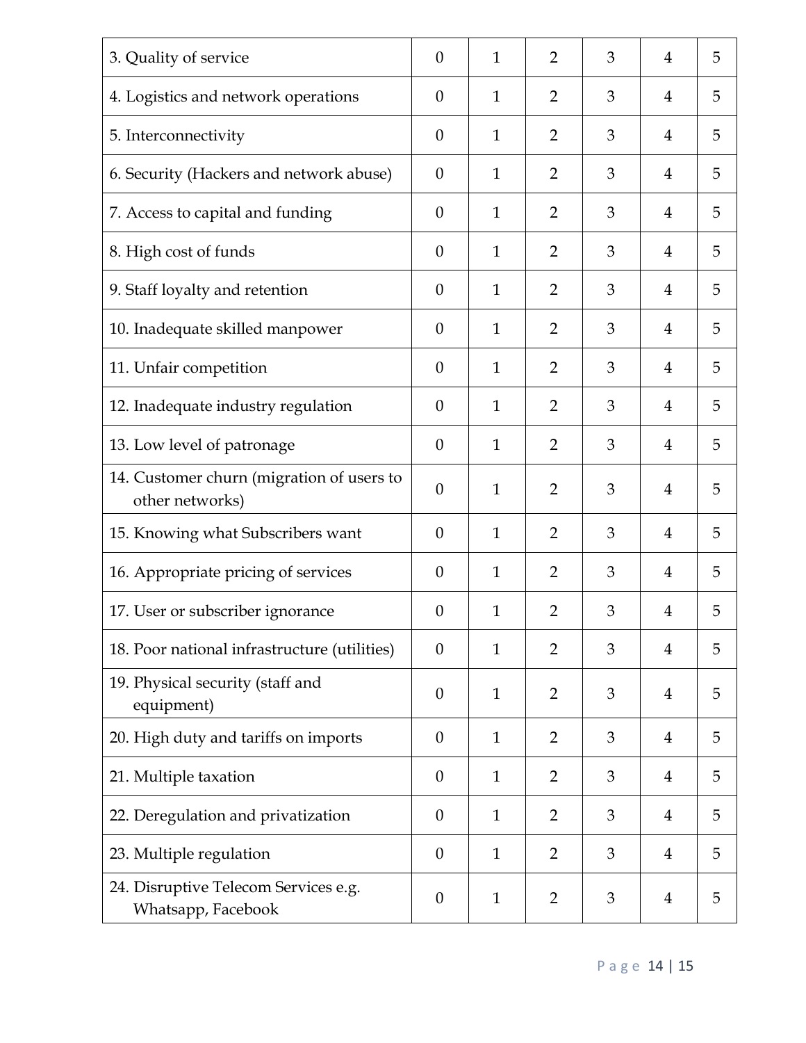| 3. Quality of service | 0 | 1 | 2 | 3 | 4 | 5 |
|---|---|---|---|---|---|---|
| 4. Logistics and network operations | 0 | 1 | 2 | 3 | 4 | 5 |
| 5. Interconnectivity | 0 | 1 | 2 | 3 | 4 | 5 |
| 6. Security (Hackers and network abuse) | 0 | 1 | 2 | 3 | 4 | 5 |
| 7. Access to capital and funding | 0 | 1 | 2 | 3 | 4 | 5 |
| 8. High cost of funds | 0 | 1 | 2 | 3 | 4 | 5 |
| 9. Staff loyalty and retention | 0 | 1 | 2 | 3 | 4 | 5 |
| 10. Inadequate skilled manpower | 0 | 1 | 2 | 3 | 4 | 5 |
| 11. Unfair competition | 0 | 1 | 2 | 3 | 4 | 5 |
| 12. Inadequate industry regulation | 0 | 1 | 2 | 3 | 4 | 5 |
| 13. Low level of patronage | 0 | 1 | 2 | 3 | 4 | 5 |
| 14. Customer churn (migration of users to other networks) | 0 | 1 | 2 | 3 | 4 | 5 |
| 15. Knowing what Subscribers want | 0 | 1 | 2 | 3 | 4 | 5 |
| 16. Appropriate pricing of services | 0 | 1 | 2 | 3 | 4 | 5 |
| 17. User or subscriber ignorance | 0 | 1 | 2 | 3 | 4 | 5 |
| 18. Poor national infrastructure (utilities) | 0 | 1 | 2 | 3 | 4 | 5 |
| 19. Physical security (staff and equipment) | 0 | 1 | 2 | 3 | 4 | 5 |
| 20. High duty and tariffs on imports | 0 | 1 | 2 | 3 | 4 | 5 |
| 21. Multiple taxation | 0 | 1 | 2 | 3 | 4 | 5 |
| 22. Deregulation and privatization | 0 | 1 | 2 | 3 | 4 | 5 |
| 23. Multiple regulation | 0 | 1 | 2 | 3 | 4 | 5 |
| 24. Disruptive Telecom Services e.g. Whatsapp, Facebook | 0 | 1 | 2 | 3 | 4 | 5 |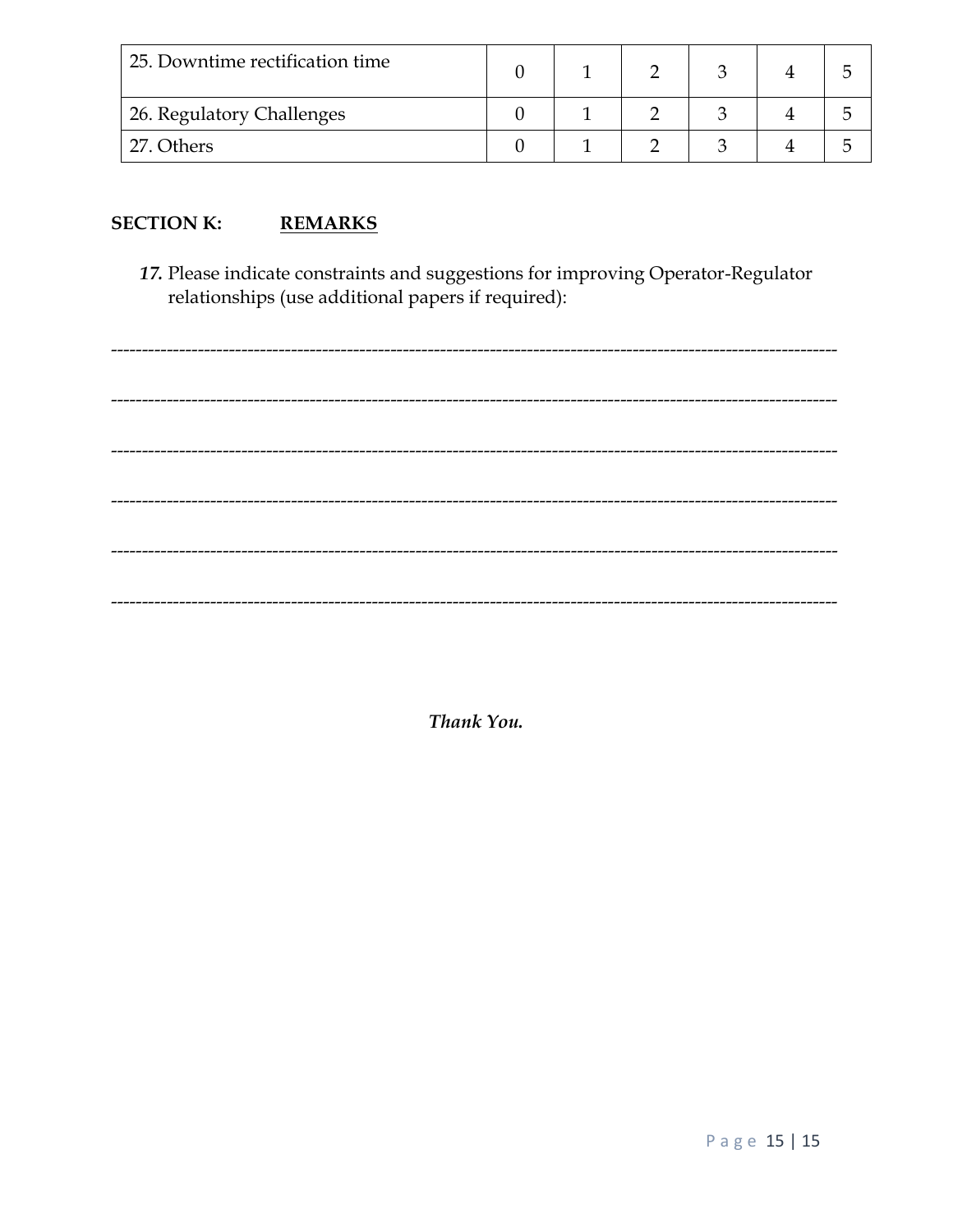| | | | | | | |
|---|---|---|---|---|---|---|
| 25. Downtime rectification time | 0 | 1 | 2 | 3 | 4 | 5 |
| 26. Regulatory Challenges | 0 | 1 | 2 | 3 | 4 | 5 |
| 27. Others | 0 | 1 | 2 | 3 | 4 | 5 |

## SECTION K: REMARKS

*17.* Please indicate constraints and suggestions for improving Operator-Regulator relationships (use additional papers if required):

-----------------------------------------------------------------------------------------------------------------------

-----------------------------------------------------------------------------------------------------------------------

-----------------------------------------------------------------------------------------------------------------------

-----------------------------------------------------------------------------------------------------------------------

-----------------------------------------------------------------------------------------------------------------------

-----------------------------------------------------------------------------------------------------------------------

***Thank You.***